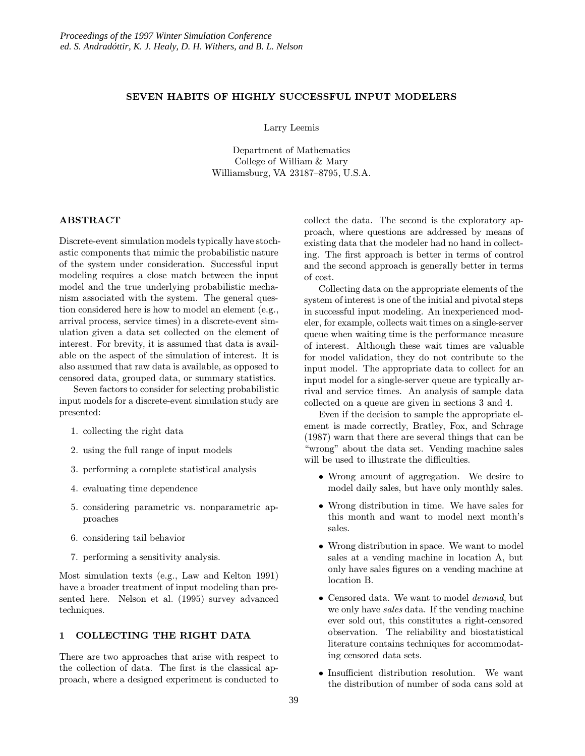# SEVEN HABITS OF HIGHLY SUCCESSFUL INPUT MODELERS

Larry Leemis

Department of Mathematics
College of William & Mary
Williamsburg, VA 23187–8795, U.S.A.

## ABSTRACT

Discrete-event simulation models typically have stochastic components that mimic the probabilistic nature of the system under consideration. Successful input modeling requires a close match between the input model and the true underlying probabilistic mechanism associated with the system. The general question considered here is how to model an element (e.g., arrival process, service times) in a discrete-event simulation given a data set collected on the element of interest. For brevity, it is assumed that data is available on the aspect of the simulation of interest. It is also assumed that raw data is available, as opposed to censored data, grouped data, or summary statistics.

Seven factors to consider for selecting probabilistic input models for a discrete-event simulation study are presented:

1. collecting the right data
2. using the full range of input models
3. performing a complete statistical analysis
4. evaluating time dependence
5. considering parametric vs. nonparametric approaches
6. considering tail behavior
7. performing a sensitivity analysis.

Most simulation texts (e.g., Law and Kelton 1991) have a broader treatment of input modeling than presented here. Nelson et al. (1995) survey advanced techniques.

## 1 COLLECTING THE RIGHT DATA

There are two approaches that arise with respect to the collection of data. The first is the classical approach, where a designed experiment is conducted to collect the data. The second is the exploratory approach, where questions are addressed by means of existing data that the modeler had no hand in collecting. The first approach is better in terms of control and the second approach is generally better in terms of cost.

Collecting data on the appropriate elements of the system of interest is one of the initial and pivotal steps in successful input modeling. An inexperienced modeler, for example, collects wait times on a single-server queue when waiting time is the performance measure of interest. Although these wait times are valuable for model validation, they do not contribute to the input model. The appropriate data to collect for an input model for a single-server queue are typically arrival and service times. An analysis of sample data collected on a queue are given in sections 3 and 4.

Even if the decision to sample the appropriate element is made correctly, Bratley, Fox, and Schrage (1987) warn that there are several things that can be "wrong" about the data set. Vending machine sales will be used to illustrate the difficulties.

- Wrong amount of aggregation. We desire to model daily sales, but have only monthly sales.
- Wrong distribution in time. We have sales for this month and want to model next month's sales.
- Wrong distribution in space. We want to model sales at a vending machine in location A, but only have sales figures on a vending machine at location B.
- Censored data. We want to model *demand*, but we only have *sales* data. If the vending machine ever sold out, this constitutes a right-censored observation. The reliability and biostatistical literature contains techniques for accommodating censored data sets.
- Insufficient distribution resolution. We want the distribution of number of soda cans sold at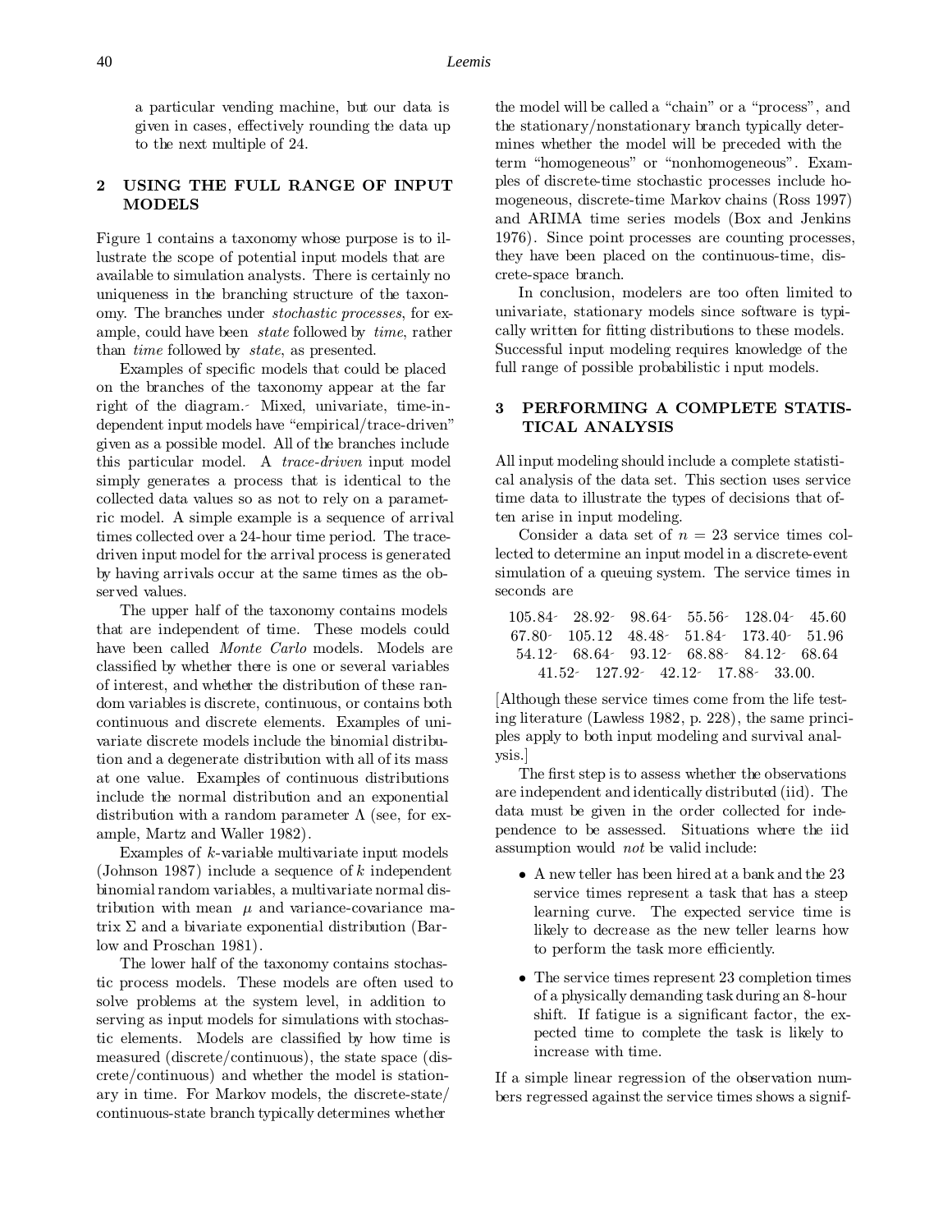a particular vending machine, but our data is given in cases, effectively rounding the data up to the next multiple of 24.

## 2 USING THE FULL RANGE OF INPUT MODELS

Figure 1 contains a taxonomy whose purpose is to illustrate the scope of potential input models that are available to simulation analysts. There is certainly no uniqueness in the branching structure of the taxonomy. The branches under *stochastic processes*, for example, could have been *state* followed by *time*, rather than *time* followed by *state*, as presented.

Examples of specific models that could be placed on the branches of the taxonomy appear at the far right of the diagram. Mixed, univariate, time-independent input models have "empirical/trace-driven" given as a possible model. All of the branches include this particular model. A *trace-driven* input model simply generates a process that is identical to the collected data values so as not to rely on a parametric model. A simple example is a sequence of arrival times collected over a 24-hour time period. The trace-driven input model for the arrival process is generated by having arrivals occur at the same times as the observed values.

The upper half of the taxonomy contains models that are independent of time. These models could have been called *Monte Carlo* models. Models are classified by whether there is one or several variables of interest, and whether the distribution of these random variables is discrete, continuous, or contains both continuous and discrete elements. Examples of univariate discrete models include the binomial distribution and a degenerate distribution with all of its mass at one value. Examples of continuous distributions include the normal distribution and an exponential distribution with a random parameter $\Lambda$ (see, for example, Martz and Waller 1982).

Examples of $k$-variable multivariate input models (Johnson 1987) include a sequence of $k$ independent binomial random variables, a multivariate normal distribution with mean $\mu$ and variance-covariance matrix $\Sigma$ and a bivariate exponential distribution (Barlow and Proschan 1981).

The lower half of the taxonomy contains stochastic process models. These models are often used to solve problems at the system level, in addition to serving as input models for simulations with stochastic elements. Models are classified by how time is measured (discrete/continuous), the state space (discrete/continuous) and whether the model is stationary in time. For Markov models, the discrete-state/continuous-state branch typically determines whether the model will be called a "chain" or a "process", and the stationary/nonstationary branch typically determines whether the model will be preceded with the term "homogeneous" or "nonhomogeneous". Examples of discrete-time stochastic processes include homogeneous, discrete-time Markov chains (Ross 1997) and ARIMA time series models (Box and Jenkins 1976). Since point processes are counting processes, they have been placed on the continuous-time, discrete-space branch.

In conclusion, modelers are too often limited to univariate, stationary models since software is typically written for fitting distributions to these models. Successful input modeling requires knowledge of the full range of possible probabilistic input models.

## 3 PERFORMING A COMPLETE STATISTICAL ANALYSIS

All input modeling should include a complete statistical analysis of the data set. This section uses service time data to illustrate the types of decisions that often arise in input modeling.

Consider a data set of $n = 23$ service times collected to determine an input model in a discrete-event simulation of a queuing system. The service times in seconds are

105.84 28.92 98.64 55.56 128.04 45.60
67.80 105.12 48.48 51.84 173.40 51.96
54.12 68.64 93.12 68.88 84.12 68.64
41.52 127.92 42.12 17.88 33.00.

[Although these service times come from the life testing literature (Lawless 1982, p. 228), the same principles apply to both input modeling and survival analysis.]

The first step is to assess whether the observations are independent and identically distributed (iid). The data must be given in the order collected for independence to be assessed. Situations where the iid assumption would *not* be valid include:

- A new teller has been hired at a bank and the 23 service times represent a task that has a steep learning curve. The expected service time is likely to decrease as the new teller learns how to perform the task more efficiently.
- The service times represent 23 completion times of a physically demanding task during an 8-hour shift. If fatigue is a significant factor, the expected time to complete the task is likely to increase with time.

If a simple linear regression of the observation numbers regressed against the service times shows a signif-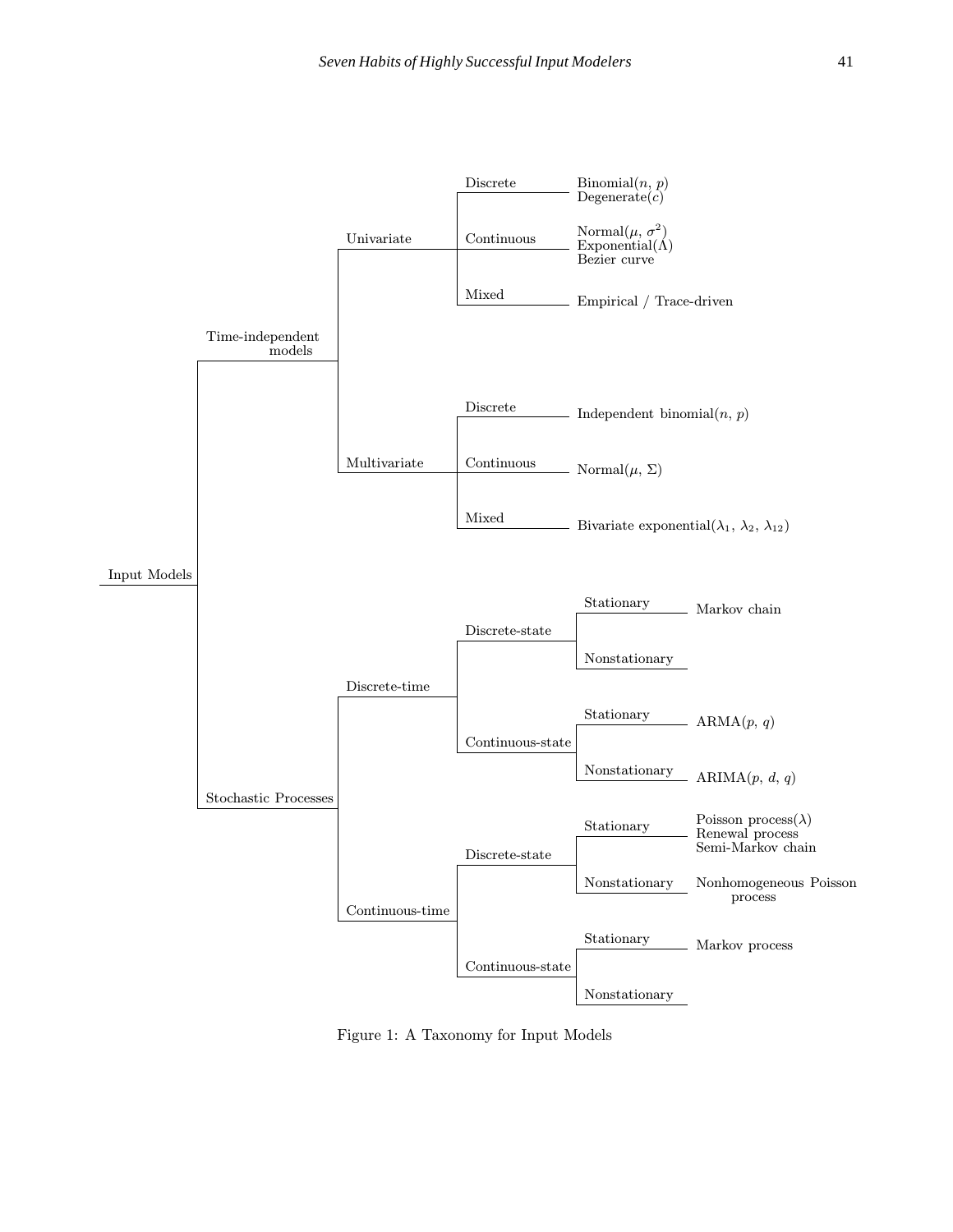- Input Models
  - Time-independent models
    - Univariate
      - Discrete
        - Binomial($n$, $p$)
        - Degenerate($c$)
      - Continuous
        - Normal($\mu$, $\sigma^2$)
        - Exponential($\Lambda$)
        - Bezier curve
      - Mixed
        - Empirical / Trace-driven
    - Multivariate
      - Discrete
        - Independent binomial($n$, $p$)
      - Continuous
        - Normal($\mu$, $\Sigma$)
      - Mixed
        - Bivariate exponential($\lambda_1$, $\lambda_2$, $\lambda_{12}$)
  - Stochastic Processes
    - Discrete-time
      - Discrete-state
        - Stationary
          - Markov chain
        - Nonstationary
      - Continuous-state
        - Stationary
          - ARMA($p$, $q$)
        - Nonstationary
          - ARIMA($p$, $d$, $q$)
    - Continuous-time
      - Discrete-state
        - Stationary
          - Poisson process($\lambda$)
          - Renewal process
          - Semi-Markov chain
        - Nonstationary
          - Nonhomogeneous Poisson process
      - Continuous-state
        - Stationary
          - Markov process
        - Nonstationary

Figure 1: A Taxonomy for Input Models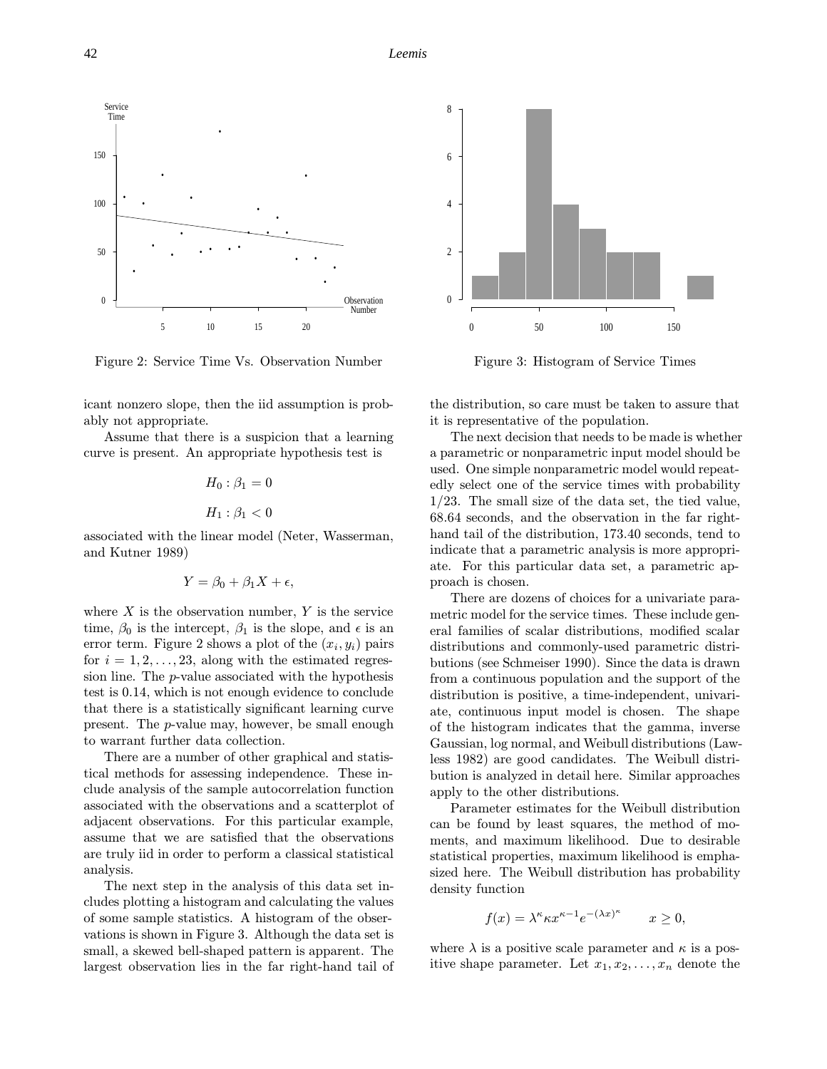Figure 2: Service Time Vs. Observation Number

Figure 3: Histogram of Service Times

icant nonzero slope, then the iid assumption is probably not appropriate.

Assume that there is a suspicion that a learning curve is present. An appropriate hypothesis test is

$$H_0 : \beta_1 = 0$$

$$H_1 : \beta_1 < 0$$

associated with the linear model (Neter, Wasserman, and Kutner 1989)

$$Y = \beta_0 + \beta_1 X + \epsilon,$$

where $X$ is the observation number, $Y$ is the service time, $\beta_0$ is the intercept, $\beta_1$ is the slope, and $\epsilon$ is an error term. Figure 2 shows a plot of the $(x_i, y_i)$ pairs for $i = 1, 2, \ldots, 23$, along with the estimated regression line. The $p$-value associated with the hypothesis test is 0.14, which is not enough evidence to conclude that there is a statistically significant learning curve present. The $p$-value may, however, be small enough to warrant further data collection.

There are a number of other graphical and statistical methods for assessing independence. These include analysis of the sample autocorrelation function associated with the observations and a scatterplot of adjacent observations. For this particular example, assume that we are satisfied that the observations are truly iid in order to perform a classical statistical analysis.

The next step in the analysis of this data set includes plotting a histogram and calculating the values of some sample statistics. A histogram of the observations is shown in Figure 3. Although the data set is small, a skewed bell-shaped pattern is apparent. The largest observation lies in the far right-hand tail of the distribution, so care must be taken to assure that it is representative of the population.

The next decision that needs to be made is whether a parametric or nonparametric input model should be used. One simple nonparametric model would repeatedly select one of the service times with probability 1/23. The small size of the data set, the tied value, 68.64 seconds, and the observation in the far right-hand tail of the distribution, 173.40 seconds, tend to indicate that a parametric analysis is more appropriate. For this particular data set, a parametric approach is chosen.

There are dozens of choices for a univariate parametric model for the service times. These include general families of scalar distributions, modified scalar distributions and commonly-used parametric distributions (see Schmeiser 1990). Since the data is drawn from a continuous population and the support of the distribution is positive, a time-independent, univariate, continuous input model is chosen. The shape of the histogram indicates that the gamma, inverse Gaussian, log normal, and Weibull distributions (Lawless 1982) are good candidates. The Weibull distribution is analyzed in detail here. Similar approaches apply to the other distributions.

Parameter estimates for the Weibull distribution can be found by least squares, the method of moments, and maximum likelihood. Due to desirable statistical properties, maximum likelihood is emphasized here. The Weibull distribution has probability density function

$$f(x) = \lambda^\kappa \kappa x^{\kappa - 1} e^{-(\lambda x)^\kappa} \qquad x \geq 0,$$

where $\lambda$ is a positive scale parameter and $\kappa$ is a positive shape parameter. Let $x_1, x_2, \ldots, x_n$ denote the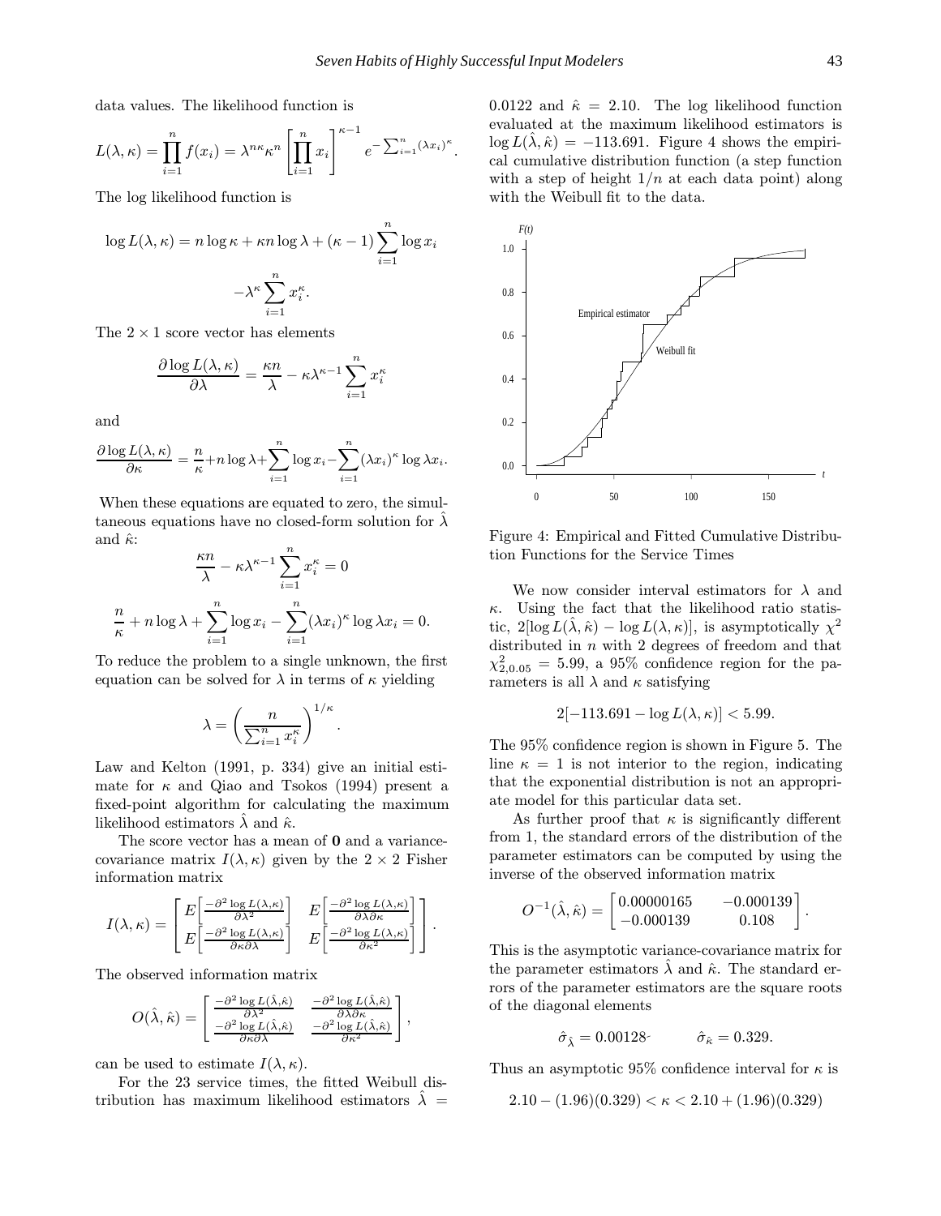data values. The likelihood function is

$$L(\lambda, \kappa) = \prod_{i=1}^{n} f(x_i) = \lambda^{n\kappa}\kappa^n \left[\prod_{i=1}^{n} x_i\right]^{\kappa-1} e^{-\sum_{i=1}^{n}(\lambda x_i)^\kappa}.$$

The log likelihood function is

$$\log L(\lambda, \kappa) = n \log \kappa + \kappa n \log \lambda + (\kappa - 1)\sum_{i=1}^{n} \log x_i$$

$$-\lambda^\kappa \sum_{i=1}^{n} x_i^\kappa.$$

The $2 \times 1$ score vector has elements

$$\frac{\partial \log L(\lambda, \kappa)}{\partial \lambda} = \frac{\kappa n}{\lambda} - \kappa\lambda^{\kappa-1}\sum_{i=1}^{n} x_i^\kappa$$

and

$$\frac{\partial \log L(\lambda, \kappa)}{\partial \kappa} = \frac{n}{\kappa} + n\log\lambda + \sum_{i=1}^{n}\log x_i - \sum_{i=1}^{n}(\lambda x_i)^\kappa \log \lambda x_i.$$

When these equations are equated to zero, the simultaneous equations have no closed-form solution for $\hat{\lambda}$ and $\hat{\kappa}$:

$$\frac{\kappa n}{\lambda} - \kappa\lambda^{\kappa-1}\sum_{i=1}^{n} x_i^\kappa = 0$$

$$\frac{n}{\kappa} + n\log\lambda + \sum_{i=1}^{n}\log x_i - \sum_{i=1}^{n}(\lambda x_i)^\kappa \log \lambda x_i = 0.$$

To reduce the problem to a single unknown, the first equation can be solved for $\lambda$ in terms of $\kappa$ yielding

$$\lambda = \left(\frac{n}{\sum_{i=1}^{n} x_i^\kappa}\right)^{1/\kappa}.$$

Law and Kelton (1991, p. 334) give an initial estimate for $\kappa$ and Qiao and Tsokos (1994) present a fixed-point algorithm for calculating the maximum likelihood estimators $\hat{\lambda}$ and $\hat{\kappa}$.

The score vector has a mean of $\mathbf{0}$ and a variance-covariance matrix $I(\lambda, \kappa)$ given by the $2 \times 2$ Fisher information matrix

$$I(\lambda, \kappa) = \begin{bmatrix} E\left[\frac{-\partial^2 \log L(\lambda,\kappa)}{\partial\lambda^2}\right] & E\left[\frac{-\partial^2 \log L(\lambda,\kappa)}{\partial\lambda\partial\kappa}\right] \\ E\left[\frac{-\partial^2 \log L(\lambda,\kappa)}{\partial\kappa\partial\lambda}\right] & E\left[\frac{-\partial^2 \log L(\lambda,\kappa)}{\partial\kappa^2}\right] \end{bmatrix}.$$

The observed information matrix

$$O(\hat{\lambda}, \hat{\kappa}) = \begin{bmatrix} \frac{-\partial^2 \log L(\hat{\lambda},\hat{\kappa})}{\partial\lambda^2} & \frac{-\partial^2 \log L(\hat{\lambda},\hat{\kappa})}{\partial\lambda\partial\kappa} \\ \frac{-\partial^2 \log L(\hat{\lambda},\hat{\kappa})}{\partial\kappa\partial\lambda} & \frac{-\partial^2 \log L(\hat{\lambda},\hat{\kappa})}{\partial\kappa^2} \end{bmatrix},$$

can be used to estimate $I(\lambda, \kappa)$.

For the 23 service times, the fitted Weibull distribution has maximum likelihood estimators $\hat{\lambda} = 0.0122$ and $\hat{\kappa} = 2.10$. The log likelihood function evaluated at the maximum likelihood estimators is $\log L(\hat{\lambda}, \hat{\kappa}) = -113.691$. Figure 4 shows the empirical cumulative distribution function (a step function with a step of height $1/n$ at each data point) along with the Weibull fit to the data.

Figure 4: Empirical and Fitted Cumulative Distribution Functions for the Service Times

We now consider interval estimators for $\lambda$ and $\kappa$. Using the fact that the likelihood ratio statistic, $2[\log L(\hat{\lambda}, \hat{\kappa}) - \log L(\lambda, \kappa)]$, is asymptotically $\chi^2$ distributed in $n$ with 2 degrees of freedom and that $\chi^2_{2,0.05} = 5.99$, a 95% confidence region for the parameters is all $\lambda$ and $\kappa$ satisfying

$$2[-113.691 - \log L(\lambda, \kappa)] < 5.99.$$

The 95% confidence region is shown in Figure 5. The line $\kappa = 1$ is not interior to the region, indicating that the exponential distribution is not an appropriate model for this particular data set.

As further proof that $\kappa$ is significantly different from 1, the standard errors of the distribution of the parameter estimators can be computed by using the inverse of the observed information matrix

$$O^{-1}(\hat{\lambda}, \hat{\kappa}) = \begin{bmatrix} 0.00000165 & -0.000139 \\ -0.000139 & 0.108 \end{bmatrix}.$$

This is the asymptotic variance-covariance matrix for the parameter estimators $\hat{\lambda}$ and $\hat{\kappa}$. The standard errors of the parameter estimators are the square roots of the diagonal elements

$$\hat{\sigma}_{\hat{\lambda}} = 0.00128 \qquad \hat{\sigma}_{\hat{\kappa}} = 0.329.$$

Thus an asymptotic 95% confidence interval for $\kappa$ is

$$2.10 - (1.96)(0.329) < \kappa < 2.10 + (1.96)(0.329)$$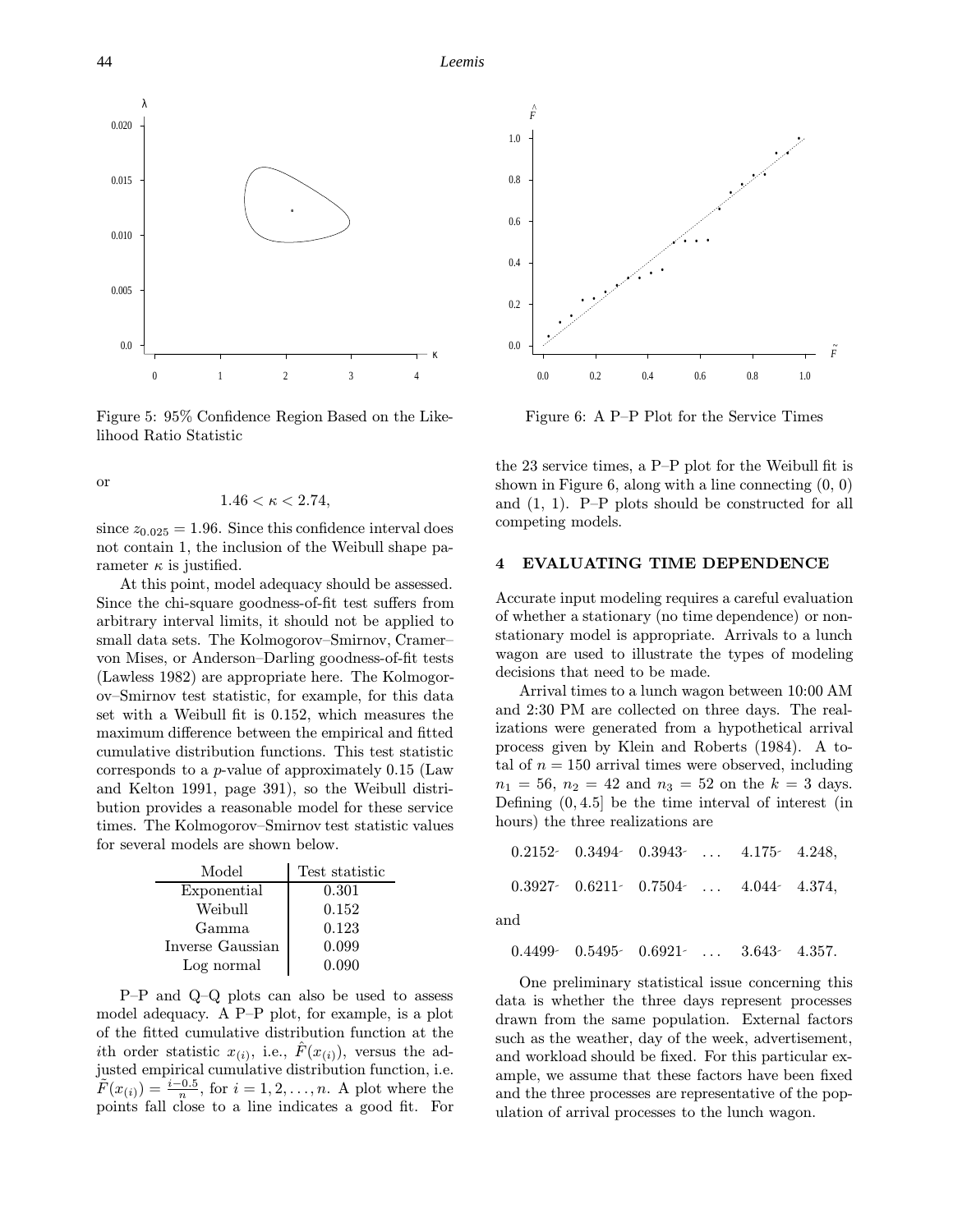Figure 5: 95% Confidence Region Based on the Likelihood Ratio Statistic

or

$$1.46 < \kappa < 2.74,$$

since $z_{0.025} = 1.96$. Since this confidence interval does not contain 1, the inclusion of the Weibull shape parameter $\kappa$ is justified.

At this point, model adequacy should be assessed. Since the chi-square goodness-of-fit test suffers from arbitrary interval limits, it should not be applied to small data sets. The Kolmogorov–Smirnov, Cramer–von Mises, or Anderson–Darling goodness-of-fit tests (Lawless 1982) are appropriate here. The Kolmogorov–Smirnov test statistic, for example, for this data set with a Weibull fit is 0.152, which measures the maximum difference between the empirical and fitted cumulative distribution functions. This test statistic corresponds to a $p$-value of approximately 0.15 (Law and Kelton 1991, page 391), so the Weibull distribution provides a reasonable model for these service times. The Kolmogorov–Smirnov test statistic values for several models are shown below.

| Model | Test statistic |
|---|---|
| Exponential | 0.301 |
| Weibull | 0.152 |
| Gamma | 0.123 |
| Inverse Gaussian | 0.099 |
| Log normal | 0.090 |

P–P and Q–Q plots can also be used to assess model adequacy. A P–P plot, for example, is a plot of the fitted cumulative distribution function at the $i$th order statistic $x_{(i)}$, i.e., $\hat{F}(x_{(i)})$, versus the adjusted empirical cumulative distribution function, i.e. $\tilde{F}(x_{(i)}) = \frac{i-0.5}{n}$, for $i = 1, 2, \ldots, n$. A plot where the points fall close to a line indicates a good fit. For the 23 service times, a P–P plot for the Weibull fit is shown in Figure 6, along with a line connecting (0, 0) and (1, 1). P–P plots should be constructed for all competing models.

Figure 6: A P–P Plot for the Service Times

## 4 EVALUATING TIME DEPENDENCE

Accurate input modeling requires a careful evaluation of whether a stationary (no time dependence) or nonstationary model is appropriate. Arrivals to a lunch wagon are used to illustrate the types of modeling decisions that need to be made.

Arrival times to a lunch wagon between 10:00 AM and 2:30 PM are collected on three days. The realizations were generated from a hypothetical arrival process given by Klein and Roberts (1984). A total of $n = 150$ arrival times were observed, including $n_1 = 56$, $n_2 = 42$ and $n_3 = 52$ on the $k = 3$ days. Defining $(0, 4.5]$ be the time interval of interest (in hours) the three realizations are

$$0.2152 \quad 0.3494 \quad 0.3943 \quad \ldots \quad 4.175 \quad 4.248,$$

$$0.3927 \quad 0.6211 \quad 0.7504 \quad \ldots \quad 4.044 \quad 4.374,$$

and

$$0.4499 \quad 0.5495 \quad 0.6921 \quad \ldots \quad 3.643 \quad 4.357.$$

One preliminary statistical issue concerning this data is whether the three days represent processes drawn from the same population. External factors such as the weather, day of the week, advertisement, and workload should be fixed. For this particular example, we assume that these factors have been fixed and the three processes are representative of the population of arrival processes to the lunch wagon.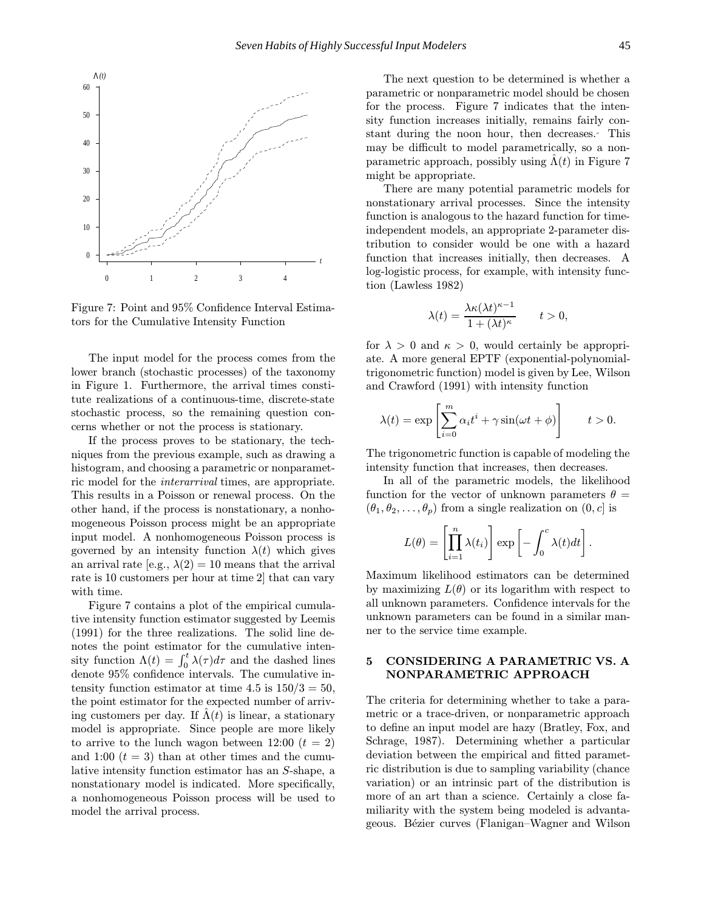Figure 7: Point and 95% Confidence Interval Estimators for the Cumulative Intensity Function

The input model for the process comes from the lower branch (stochastic processes) of the taxonomy in Figure 1. Furthermore, the arrival times constitute realizations of a continuous-time, discrete-state stochastic process, so the remaining question concerns whether or not the process is stationary.

If the process proves to be stationary, the techniques from the previous example, such as drawing a histogram, and choosing a parametric or nonparametric model for the *interarrival* times, are appropriate. This results in a Poisson or renewal process. On the other hand, if the process is nonstationary, a nonhomogeneous Poisson process might be an appropriate input model. A nonhomogeneous Poisson process is governed by an intensity function $\lambda(t)$ which gives an arrival rate [e.g., $\lambda(2) = 10$ means that the arrival rate is 10 customers per hour at time 2] that can vary with time.

Figure 7 contains a plot of the empirical cumulative intensity function estimator suggested by Leemis (1991) for the three realizations. The solid line denotes the point estimator for the cumulative intensity function $\Lambda(t) = \int_0^t \lambda(\tau)d\tau$ and the dashed lines denote 95% confidence intervals. The cumulative intensity function estimator at time 4.5 is $150/3 = 50$, the point estimator for the expected number of arriving customers per day. If $\hat{\Lambda}(t)$ is linear, a stationary model is appropriate. Since people are more likely to arrive to the lunch wagon between 12:00 ($t = 2$) and 1:00 ($t = 3$) than at other times and the cumulative intensity function estimator has an $S$-shape, a nonstationary model is indicated. More specifically, a nonhomogeneous Poisson process will be used to model the arrival process.

The next question to be determined is whether a parametric or nonparametric model should be chosen for the process. Figure 7 indicates that the intensity function increases initially, remains fairly constant during the noon hour, then decreases. This may be difficult to model parametrically, so a nonparametric approach, possibly using $\hat{\Lambda}(t)$ in Figure 7 might be appropriate.

There are many potential parametric models for nonstationary arrival processes. Since the intensity function is analogous to the hazard function for time-independent models, an appropriate 2-parameter distribution to consider would be one with a hazard function that increases initially, then decreases. A log-logistic process, for example, with intensity function (Lawless 1982)

$$\lambda(t) = \frac{\lambda\kappa(\lambda t)^{\kappa-1}}{1 + (\lambda t)^{\kappa}} \qquad t > 0,$$

for $\lambda > 0$ and $\kappa > 0$, would certainly be appropriate. A more general EPTF (exponential-polynomial-trigonometric function) model is given by Lee, Wilson and Crawford (1991) with intensity function

$$\lambda(t) = \exp\left[\sum_{i=0}^{m} \alpha_i t^i + \gamma \sin(\omega t + \phi)\right] \qquad t > 0.$$

The trigonometric function is capable of modeling the intensity function that increases, then decreases.

In all of the parametric models, the likelihood function for the vector of unknown parameters $\theta = (\theta_1, \theta_2, \ldots, \theta_p)$ from a single realization on $(0, c]$ is

$$L(\theta) = \left[\prod_{i=1}^{n} \lambda(t_i)\right] \exp\left[-\int_0^c \lambda(t)dt\right].$$

Maximum likelihood estimators can be determined by maximizing $L(\theta)$ or its logarithm with respect to all unknown parameters. Confidence intervals for the unknown parameters can be found in a similar manner to the service time example.

## 5 CONSIDERING A PARAMETRIC VS. A NONPARAMETRIC APPROACH

The criteria for determining whether to take a parametric or a trace-driven, or nonparametric approach to define an input model are hazy (Bratley, Fox, and Schrage, 1987). Determining whether a particular deviation between the empirical and fitted parametric distribution is due to sampling variability (chance variation) or an intrinsic part of the distribution is more of an art than a science. Certainly a close familiarity with the system being modeled is advantageous. Bézier curves (Flanigan–Wagner and Wilson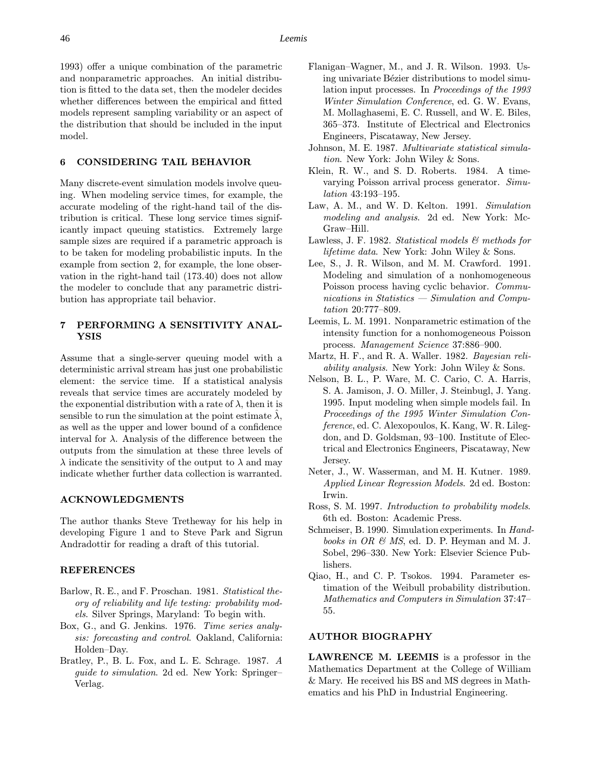1993) offer a unique combination of the parametric and nonparametric approaches. An initial distribution is fitted to the data set, then the modeler decides whether differences between the empirical and fitted models represent sampling variability or an aspect of the distribution that should be included in the input model.

## 6 CONSIDERING TAIL BEHAVIOR

Many discrete-event simulation models involve queuing. When modeling service times, for example, the accurate modeling of the right-hand tail of the distribution is critical. These long service times significantly impact queuing statistics. Extremely large sample sizes are required if a parametric approach is to be taken for modeling probabilistic inputs. In the example from section 2, for example, the lone observation in the right-hand tail (173.40) does not allow the modeler to conclude that any parametric distribution has appropriate tail behavior.

## 7 PERFORMING A SENSITIVITY ANALYSIS

Assume that a single-server queuing model with a deterministic arrival stream has just one probabilistic element: the service time. If a statistical analysis reveals that service times are accurately modeled by the exponential distribution with a rate of $\lambda$, then it is sensible to run the simulation at the point estimate $\hat{\lambda}$, as well as the upper and lower bound of a confidence interval for $\lambda$. Analysis of the difference between the outputs from the simulation at these three levels of $\lambda$ indicate the sensitivity of the output to $\lambda$ and may indicate whether further data collection is warranted.

## ACKNOWLEDGMENTS

The author thanks Steve Tretheway for his help in developing Figure 1 and to Steve Park and Sigrun Andradottir for reading a draft of this tutorial.

## REFERENCES

Barlow, R. E., and F. Proschan. 1981. *Statistical theory of reliability and life testing: probability models*. Silver Springs, Maryland: To begin with.

Box, G., and G. Jenkins. 1976. *Time series analysis: forecasting and control*. Oakland, California: Holden–Day.

Bratley, P., B. L. Fox, and L. E. Schrage. 1987. *A guide to simulation*. 2d ed. New York: Springer–Verlag.

Flanigan–Wagner, M., and J. R. Wilson. 1993. Using univariate Bézier distributions to model simulation input processes. In *Proceedings of the 1993 Winter Simulation Conference*, ed. G. W. Evans, M. Mollaghasemi, E. C. Russell, and W. E. Biles, 365–373. Institute of Electrical and Electronics Engineers, Piscataway, New Jersey.

Johnson, M. E. 1987. *Multivariate statistical simulation*. New York: John Wiley & Sons.

Klein, R. W., and S. D. Roberts. 1984. A time-varying Poisson arrival process generator. *Simulation* 43:193–195.

Law, A. M., and W. D. Kelton. 1991. *Simulation modeling and analysis*. 2d ed. New York: McGraw–Hill.

Lawless, J. F. 1982. *Statistical models & methods for lifetime data*. New York: John Wiley & Sons.

Lee, S., J. R. Wilson, and M. M. Crawford. 1991. Modeling and simulation of a nonhomogeneous Poisson process having cyclic behavior. *Communications in Statistics — Simulation and Computation* 20:777–809.

Leemis, L. M. 1991. Nonparametric estimation of the intensity function for a nonhomogeneous Poisson process. *Management Science* 37:886–900.

Martz, H. F., and R. A. Waller. 1982. *Bayesian reliability analysis*. New York: John Wiley & Sons.

Nelson, B. L., P. Ware, M. C. Cario, C. A. Harris, S. A. Jamison, J. O. Miller, J. Steinbugl, J. Yang. 1995. Input modeling when simple models fail. In *Proceedings of the 1995 Winter Simulation Conference*, ed. C. Alexopoulos, K. Kang, W. R. Lilegdon, and D. Goldsman, 93–100. Institute of Electrical and Electronics Engineers, Piscataway, New Jersey.

Neter, J., W. Wasserman, and M. H. Kutner. 1989. *Applied Linear Regression Models*. 2d ed. Boston: Irwin.

Ross, S. M. 1997. *Introduction to probability models*. 6th ed. Boston: Academic Press.

Schmeiser, B. 1990. Simulation experiments. In *Handbooks in OR & MS*, ed. D. P. Heyman and M. J. Sobel, 296–330. New York: Elsevier Science Publishers.

Qiao, H., and C. P. Tsokos. 1994. Parameter estimation of the Weibull probability distribution. *Mathematics and Computers in Simulation* 37:47–55.

## AUTHOR BIOGRAPHY

**LAWRENCE M. LEEMIS** is a professor in the Mathematics Department at the College of William & Mary. He received his BS and MS degrees in Mathematics and his PhD in Industrial Engineering.